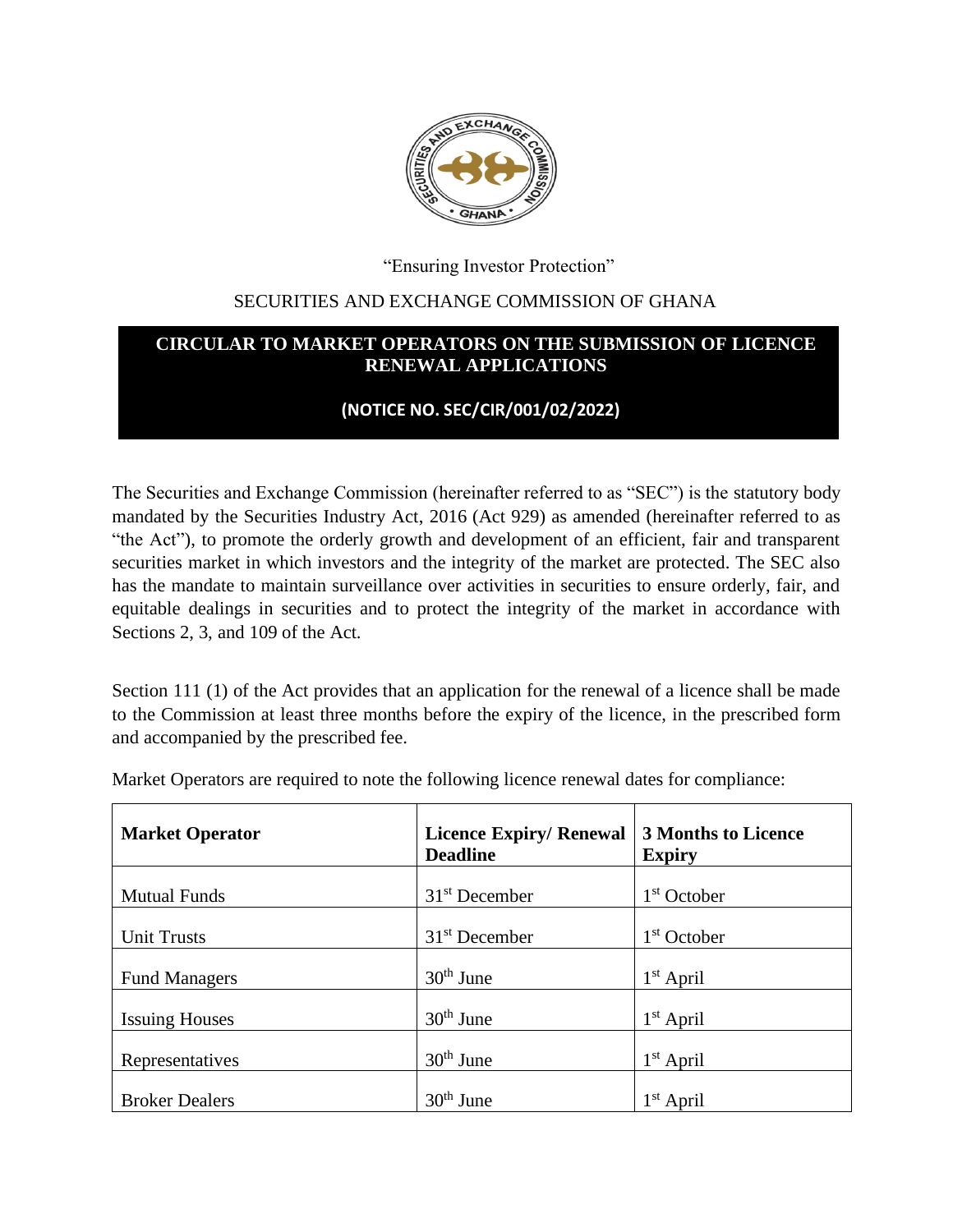"Ensuring Investor Protection"

SECURITIES AND EXCHANGE COMMISSION OF GHANA

# CIRCULAR TO MARKET OPERATORS ON THE SUBMISSION OF LICENCE RENEWAL APPLICATIONS

**(NOTICE NO. SEC/CIR/001/02/2022)**

The Securities and Exchange Commission (hereinafter referred to as "SEC") is the statutory body mandated by the Securities Industry Act, 2016 (Act 929) as amended (hereinafter referred to as "the Act"), to promote the orderly growth and development of an efficient, fair and transparent securities market in which investors and the integrity of the market are protected. The SEC also has the mandate to maintain surveillance over activities in securities to ensure orderly, fair, and equitable dealings in securities and to protect the integrity of the market in accordance with Sections 2, 3, and 109 of the Act.

Section 111 (1) of the Act provides that an application for the renewal of a licence shall be made to the Commission at least three months before the expiry of the licence, in the prescribed form and accompanied by the prescribed fee.

Market Operators are required to note the following licence renewal dates for compliance:

| Market Operator | Licence Expiry/ Renewal Deadline | 3 Months to Licence Expiry |
|---|---|---|
| Mutual Funds | 31st December | 1st October |
| Unit Trusts | 31st December | 1st October |
| Fund Managers | 30th June | 1st April |
| Issuing Houses | 30th June | 1st April |
| Representatives | 30th June | 1st April |
| Broker Dealers | 30th June | 1st April |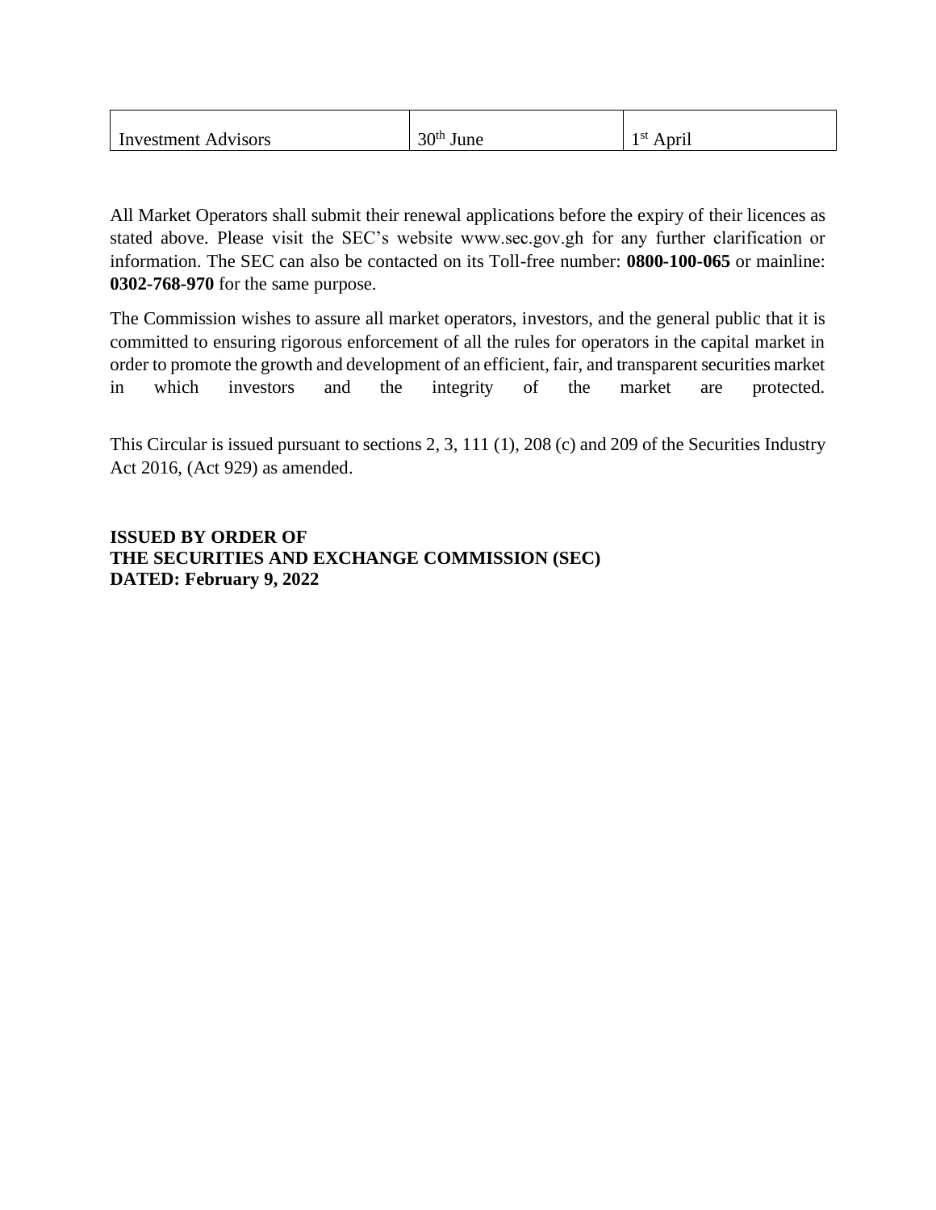| | | |
|---|---|---|
| Investment Advisors | 30th June | 1st April |

All Market Operators shall submit their renewal applications before the expiry of their licences as stated above. Please visit the SEC's website www.sec.gov.gh for any further clarification or information. The SEC can also be contacted on its Toll-free number: **0800-100-065** or mainline: **0302-768-970** for the same purpose.

The Commission wishes to assure all market operators, investors, and the general public that it is committed to ensuring rigorous enforcement of all the rules for operators in the capital market in order to promote the growth and development of an efficient, fair, and transparent securities market in which investors and the integrity of the market are protected.

This Circular is issued pursuant to sections 2, 3, 111 (1), 208 (c) and 209 of the Securities Industry Act 2016, (Act 929) as amended.

**ISSUED BY ORDER OF**
**THE SECURITIES AND EXCHANGE COMMISSION (SEC)**
**DATED: February 9, 2022**